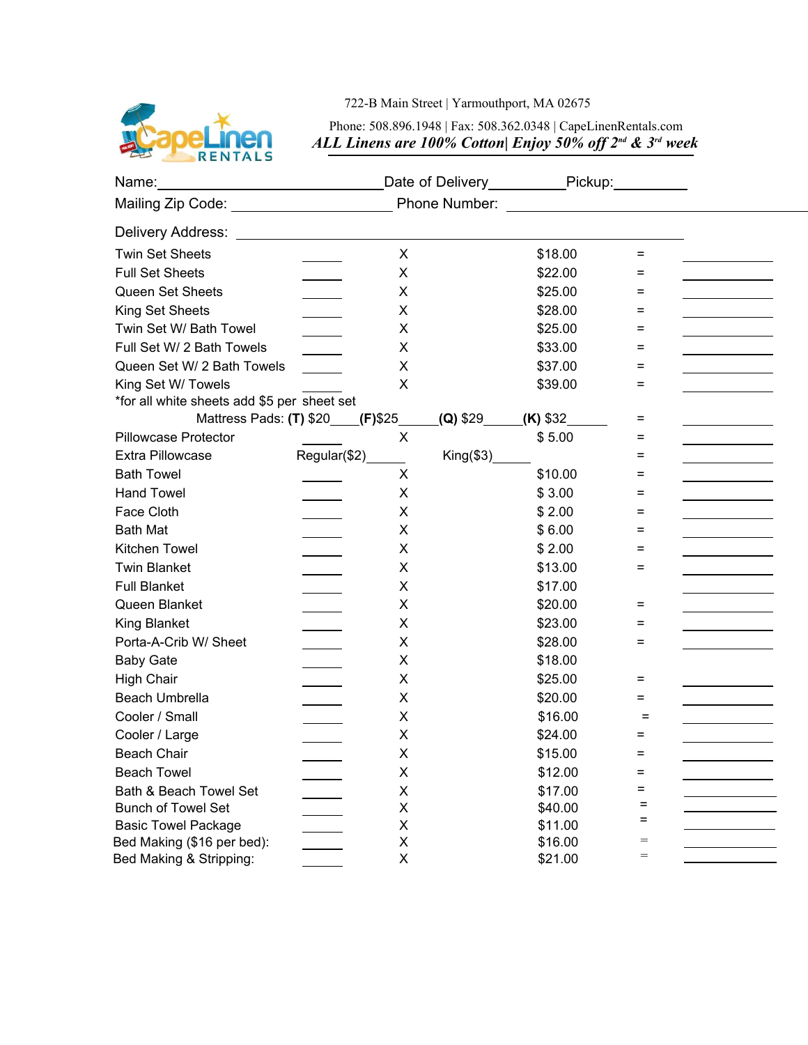722-B Main Street | Yarmouthport, MA 02675

Phone: 508.896.1948 | Fax: 508.362.0348 | CapeLinenRentals.com

***ALL Linens are 100% Cotton| Enjoy 50% off 2nd & 3rd week***

Name:______________________ Date of Delivery__________ Pickup:__________

Mailing Zip Code: ____________________ Phone Number: ____________________

Delivery Address: ________________________________________________

| Item | Qty | | Price | | Total |
|---|---|---|---|---|---|
| Twin Set Sheets | ______ | X | $18.00 | = | ________ |
| Full Set Sheets | ______ | X | $22.00 | = | ________ |
| Queen Set Sheets | ______ | X | $25.00 | = | ________ |
| King Set Sheets | ______ | X | $28.00 | = | ________ |
| Twin Set W/ Bath Towel | ______ | X | $25.00 | = | ________ |
| Full Set W/ 2 Bath Towels | ______ | X | $33.00 | = | ________ |
| Queen Set W/ 2 Bath Towels | ______ | X | $37.00 | = | ________ |
| King Set W/ Towels | ______ | X | $39.00 | = | ________ |
| *for all white sheets add $5 per sheet set | | | | | |
| Mattress Pads: **(T)** $20____ **(F)**$25_____ **(Q)** $29_____ **(K)** $32______ | | | | = | ________ |
| Pillowcase Protector | ______ | X | $ 5.00 | = | ________ |
| Extra Pillowcase | Regular($2)______ | | King($3)______ | = | ________ |
| Bath Towel | ______ | X | $10.00 | = | ________ |
| Hand Towel | ______ | X | $ 3.00 | = | ________ |
| Face Cloth | ______ | X | $ 2.00 | = | ________ |
| Bath Mat | ______ | X | $ 6.00 | = | ________ |
| Kitchen Towel | ______ | X | $ 2.00 | = | ________ |
| Twin Blanket | ______ | X | $13.00 | = | ________ |
| Full Blanket | ______ | X | $17.00 | | ________ |
| Queen Blanket | ______ | X | $20.00 | = | ________ |
| King Blanket | ______ | X | $23.00 | = | ________ |
| Porta-A-Crib W/ Sheet | ______ | X | $28.00 | = | ________ |
| Baby Gate | ______ | X | $18.00 | | |
| High Chair | ______ | X | $25.00 | = | ________ |
| Beach Umbrella | ______ | X | $20.00 | = | ________ |
| Cooler / Small | ______ | X | $16.00 | = | ________ |
| Cooler / Large | ______ | X | $24.00 | = | ________ |
| Beach Chair | ______ | X | $15.00 | = | ________ |
| Beach Towel | ______ | X | $12.00 | = | ________ |
| Bath & Beach Towel Set | ______ | X | $17.00 | = | ________ |
| Bunch of Towel Set | ______ | X | $40.00 | = | ________ |
| Basic Towel Package | ______ | X | $11.00 | = | ________ |
| Bed Making ($16 per bed): | ______ | X | $16.00 | = | ________ |
| Bed Making & Stripping: | ______ | X | $21.00 | = | ________ |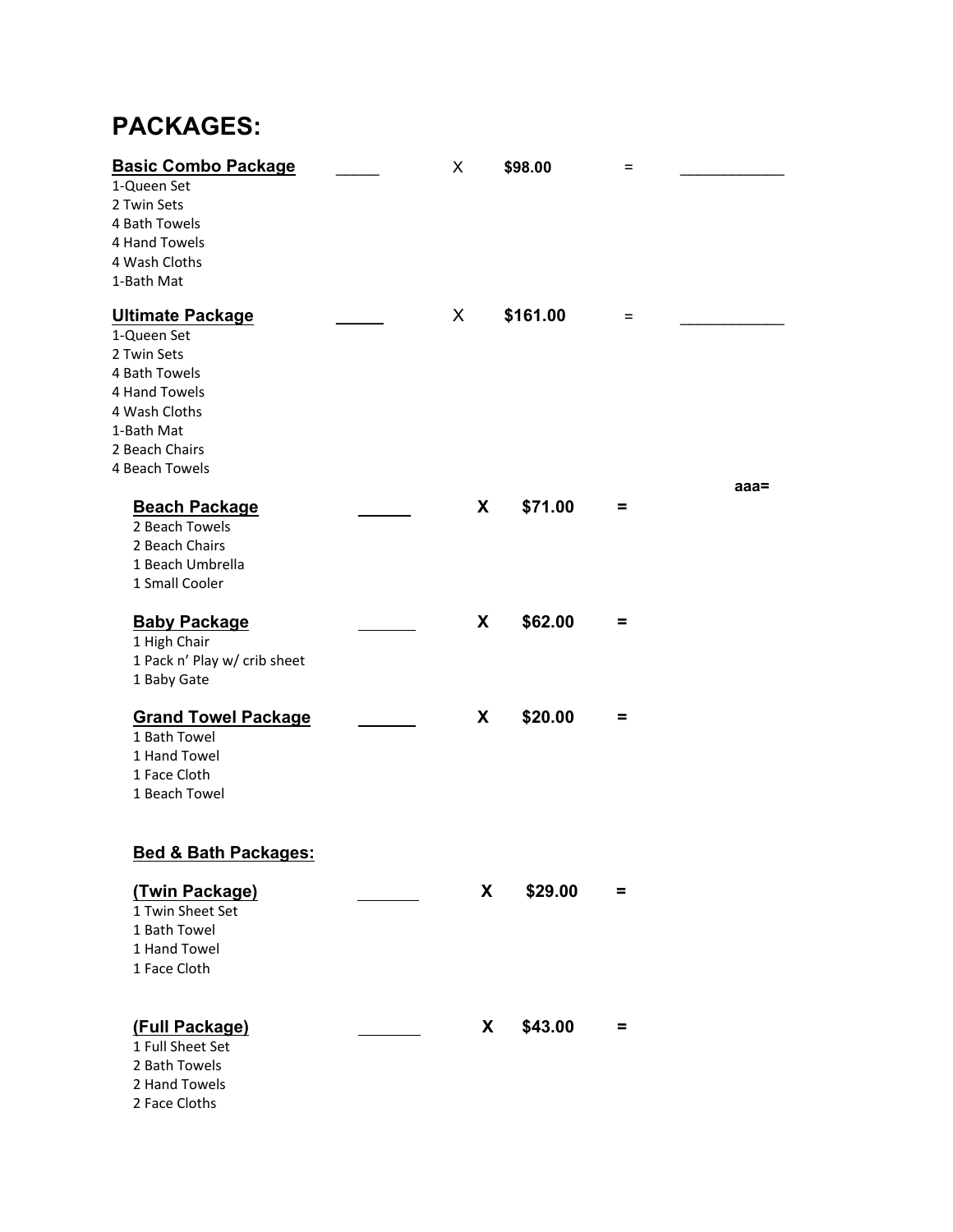# PACKAGES:

**Basic Combo Package** _____ X **$98.00** = ____________

1-Queen Set
2 Twin Sets
4 Bath Towels
4 Hand Towels
4 Wash Cloths
1-Bath Mat

**Ultimate Package** _____ X **$161.00** = ____________

1-Queen Set
2 Twin Sets
4 Bath Towels
4 Hand Towels
4 Wash Cloths
1-Bath Mat
2 Beach Chairs
4 Beach Towels

**aaa=**

**Beach Package** ______ **X** **$71.00** **=**

2 Beach Towels
2 Beach Chairs
1 Beach Umbrella
1 Small Cooler

**Baby Package** ______ **X** **$62.00** **=**

1 High Chair
1 Pack n' Play w/ crib sheet
1 Baby Gate

**Grand Towel Package** ______ **X** **$20.00** **=**

1 Bath Towel
1 Hand Towel
1 Face Cloth
1 Beach Towel

**Bed & Bath Packages:**

**(Twin Package)** ______ **X** **$29.00** **=**

1 Twin Sheet Set
1 Bath Towel
1 Hand Towel
1 Face Cloth

**(Full Package)** ______ **X** **$43.00** **=**

1 Full Sheet Set
2 Bath Towels
2 Hand Towels
2 Face Cloths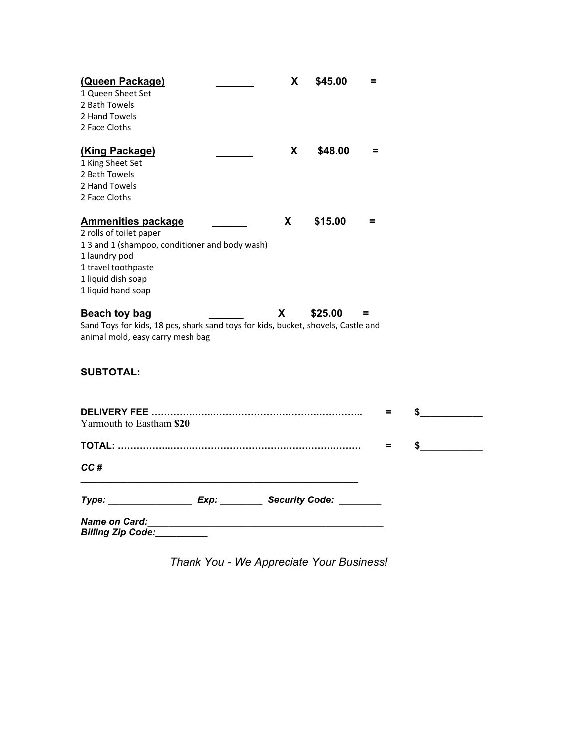**(Queen Package)** _______ **X** **$45.00** **=**

1 Queen Sheet Set
2 Bath Towels
2 Hand Towels
2 Face Cloths

**(King Package)** _______ **X** **$48.00** **=**

1 King Sheet Set
2 Bath Towels
2 Hand Towels
2 Face Cloths

**Ammenities package** ______ **X** **$15.00** **=**

2 rolls of toilet paper
1 3 and 1 (shampoo, conditioner and body wash)
1 laundry pod
1 travel toothpaste
1 liquid dish soap
1 liquid hand soap

**Beach toy bag** ______ **X** **$25.00** **=**

Sand Toys for kids, 18 pcs, shark sand toys for kids, bucket, shovels, Castle and animal mold, easy carry mesh bag

**SUBTOTAL:**

**DELIVERY FEE** ……………………………………………………………… **=** **$**___________
Yarmouth to Eastham **$20**

**TOTAL:** ………………………………………………………………………… **=** **$**___________

***CC #*** ______________________________________________________

***Type:*** ________________ ***Exp:*** ________ ***Security Code:*** ________

***Name on Card:***____________________________________________
***Billing Zip Code:***__________

*Thank You - We Appreciate Your Business!*